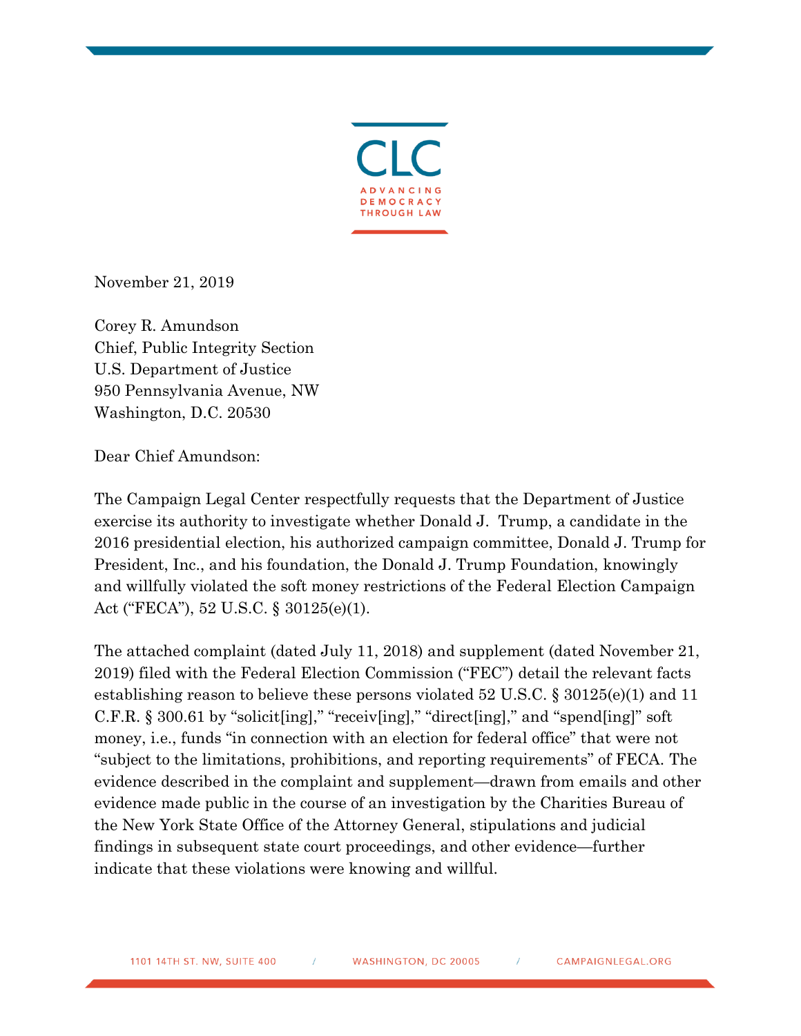November 21, 2019

Corey R. Amundson
Chief, Public Integrity Section
U.S. Department of Justice
950 Pennsylvania Avenue, NW
Washington, D.C. 20530

Dear Chief Amundson:

The Campaign Legal Center respectfully requests that the Department of Justice exercise its authority to investigate whether Donald J. Trump, a candidate in the 2016 presidential election, his authorized campaign committee, Donald J. Trump for President, Inc., and his foundation, the Donald J. Trump Foundation, knowingly and willfully violated the soft money restrictions of the Federal Election Campaign Act ("FECA"), 52 U.S.C. § 30125(e)(1).

The attached complaint (dated July 11, 2018) and supplement (dated November 21, 2019) filed with the Federal Election Commission ("FEC") detail the relevant facts establishing reason to believe these persons violated 52 U.S.C. § 30125(e)(1) and 11 C.F.R. § 300.61 by "solicit[ing]," "receiv[ing]," "direct[ing]," and "spend[ing]" soft money, i.e., funds "in connection with an election for federal office" that were not "subject to the limitations, prohibitions, and reporting requirements" of FECA. The evidence described in the complaint and supplement—drawn from emails and other evidence made public in the course of an investigation by the Charities Bureau of the New York State Office of the Attorney General, stipulations and judicial findings in subsequent state court proceedings, and other evidence—further indicate that these violations were knowing and willful.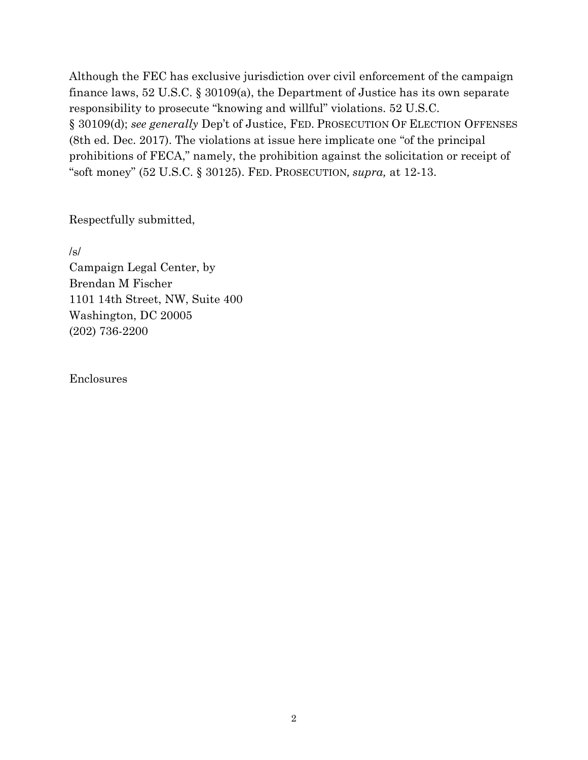Although the FEC has exclusive jurisdiction over civil enforcement of the campaign finance laws, 52 U.S.C. § 30109(a), the Department of Justice has its own separate responsibility to prosecute "knowing and willful" violations. 52 U.S.C. § 30109(d); *see generally* Dep't of Justice, FED. PROSECUTION OF ELECTION OFFENSES (8th ed. Dec. 2017). The violations at issue here implicate one "of the principal prohibitions of FECA," namely, the prohibition against the solicitation or receipt of "soft money" (52 U.S.C. § 30125). FED. PROSECUTION*, supra,* at 12-13.

Respectfully submitted,

/s/
Campaign Legal Center, by
Brendan M Fischer
1101 14th Street, NW, Suite 400
Washington, DC 20005
(202) 736-2200

Enclosures